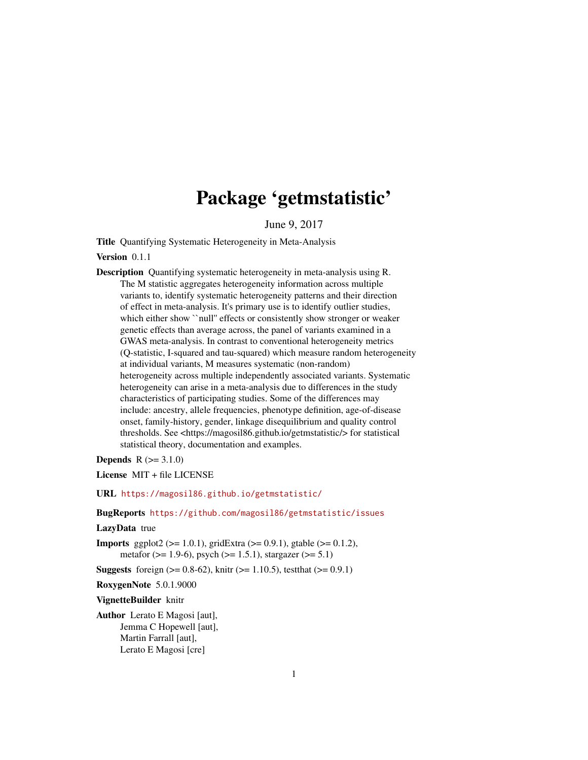# Package 'getmstatistic'

June 9, 2017

**Title** Quantifying Systematic Heterogeneity in Meta-Analysis

**Version** 0.1.1

**Description** Quantifying systematic heterogeneity in meta-analysis using R. The M statistic aggregates heterogeneity information across multiple variants to, identify systematic heterogeneity patterns and their direction of effect in meta-analysis. It's primary use is to identify outlier studies, which either show ``null'' effects or consistently show stronger or weaker genetic effects than average across, the panel of variants examined in a GWAS meta-analysis. In contrast to conventional heterogeneity metrics (Q-statistic, I-squared and tau-squared) which measure random heterogeneity at individual variants, M measures systematic (non-random) heterogeneity across multiple independently associated variants. Systematic heterogeneity can arise in a meta-analysis due to differences in the study characteristics of participating studies. Some of the differences may include: ancestry, allele frequencies, phenotype definition, age-of-disease onset, family-history, gender, linkage disequilibrium and quality control thresholds. See <https://magosil86.github.io/getmstatistic/> for statistical statistical theory, documentation and examples.

**Depends** R (>= 3.1.0)

**License** MIT + file LICENSE

**URL** https://magosil86.github.io/getmstatistic/

**BugReports** https://github.com/magosil86/getmstatistic/issues

**LazyData** true

**Imports** ggplot2 (>= 1.0.1), gridExtra (>= 0.9.1), gtable (>= 0.1.2), metafor (>= 1.9-6), psych (>= 1.5.1), stargazer (>= 5.1)

**Suggests** foreign (>= 0.8-62), knitr (>= 1.10.5), testthat (>= 0.9.1)

**RoxygenNote** 5.0.1.9000

**VignetteBuilder** knitr

**Author** Lerato E Magosi [aut],
Jemma C Hopewell [aut],
Martin Farrall [aut],
Lerato E Magosi [cre]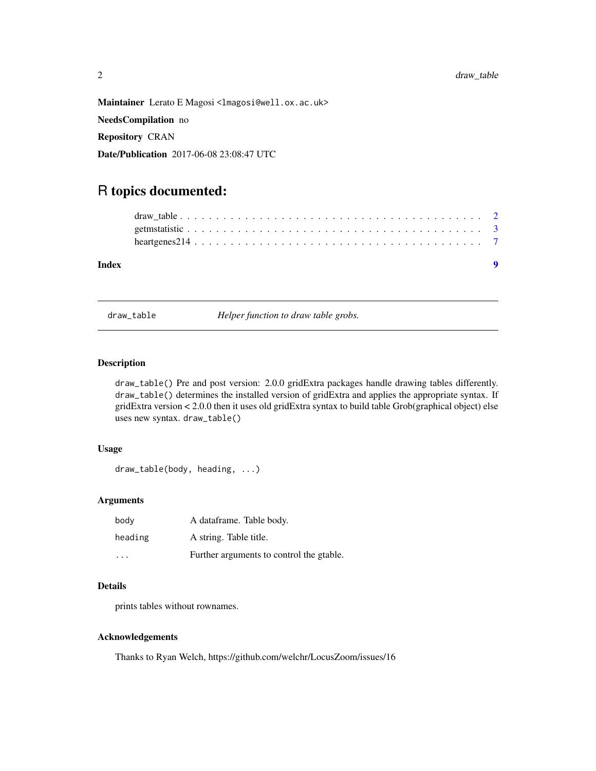**Maintainer** Lerato E Magosi <lmagosi@well.ox.ac.uk>

**NeedsCompilation** no

**Repository** CRAN

**Date/Publication** 2017-06-08 23:08:47 UTC

# R topics documented:

- draw_table . . . . . . . . . . . . . . . . . . . . . . . . . . . . . . . . . . . . . . . . 2
- getmstatistic . . . . . . . . . . . . . . . . . . . . . . . . . . . . . . . . . . . . . . . 3
- heartgenes214 . . . . . . . . . . . . . . . . . . . . . . . . . . . . . . . . . . . . . . 7

**Index** 9

---

`draw_table` *Helper function to draw table grobs.*

---

### Description

`draw_table()` Pre and post version: 2.0.0 gridExtra packages handle drawing tables differently. `draw_table()` determines the installed version of gridExtra and applies the appropriate syntax. If gridExtra version < 2.0.0 then it uses old gridExtra syntax to build table Grob(graphical object) else uses new syntax. `draw_table()`

### Usage

```
draw_table(body, heading, ...)
```

### Arguments

| | |
|---|---|
| `body` | A dataframe. Table body. |
| `heading` | A string. Table title. |
| `...` | Further arguments to control the gtable. |

### Details

prints tables without rownames.

### Acknowledgements

Thanks to Ryan Welch, https://github.com/welchr/LocusZoom/issues/16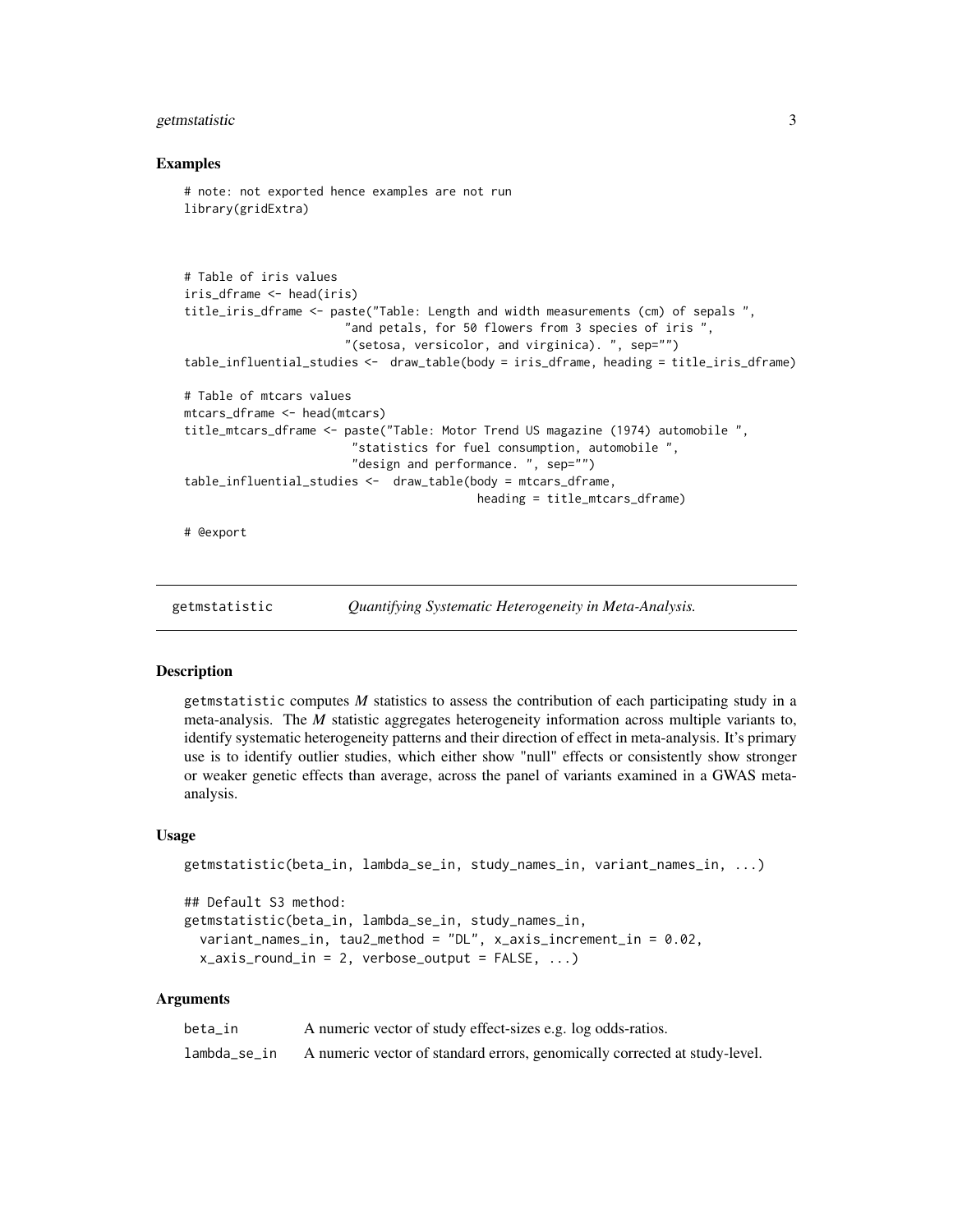### Examples

```
# note: not exported hence examples are not run
library(gridExtra)



# Table of iris values
iris_dframe <- head(iris)
title_iris_dframe <- paste("Table: Length and width measurements (cm) of sepals ",
                        "and petals, for 50 flowers from 3 species of iris ",
                        "(setosa, versicolor, and virginica). ", sep="")
table_influential_studies <-  draw_table(body = iris_dframe, heading = title_iris_dframe)

# Table of mtcars values
mtcars_dframe <- head(mtcars)
title_mtcars_dframe <- paste("Table: Motor Trend US magazine (1974) automobile ",
                         "statistics for fuel consumption, automobile ",
                         "design and performance. ", sep="")
table_influential_studies <-  draw_table(body = mtcars_dframe,
                                         heading = title_mtcars_dframe)

# @export
```

---

## getmstatistic — *Quantifying Systematic Heterogeneity in Meta-Analysis.*

---

### Description

getmstatistic computes *M* statistics to assess the contribution of each participating study in a meta-analysis. The *M* statistic aggregates heterogeneity information across multiple variants to, identify systematic heterogeneity patterns and their direction of effect in meta-analysis. It's primary use is to identify outlier studies, which either show "null" effects or consistently show stronger or weaker genetic effects than average, across the panel of variants examined in a GWAS meta-analysis.

### Usage

```
getmstatistic(beta_in, lambda_se_in, study_names_in, variant_names_in, ...)

## Default S3 method:
getmstatistic(beta_in, lambda_se_in, study_names_in,
  variant_names_in, tau2_method = "DL", x_axis_increment_in = 0.02,
  x_axis_round_in = 2, verbose_output = FALSE, ...)
```

### Arguments

| | |
|---|---|
| beta_in | A numeric vector of study effect-sizes e.g. log odds-ratios. |
| lambda_se_in | A numeric vector of standard errors, genomically corrected at study-level. |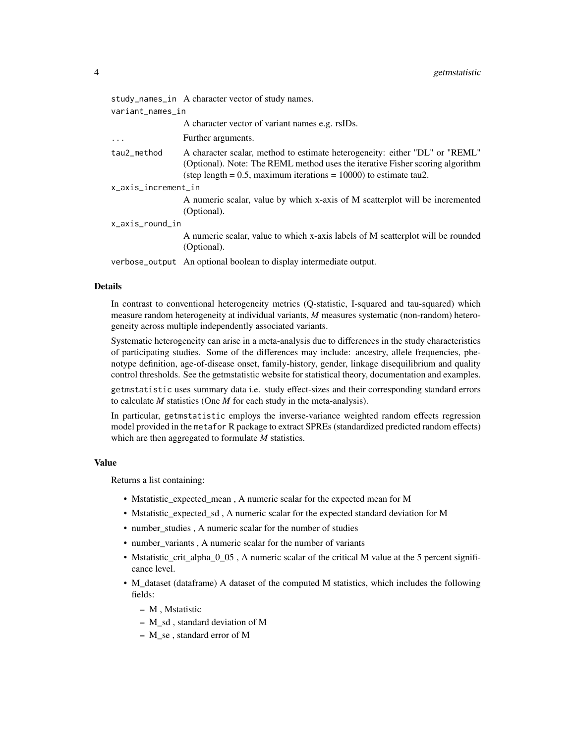| | |
|---|---|
| `study_names_in` | A character vector of study names. |
| `variant_names_in` | A character vector of variant names e.g. rsIDs. |
| `...` | Further arguments. |
| `tau2_method` | A character scalar, method to estimate heterogeneity: either "DL" or "REML" (Optional). Note: The REML method uses the iterative Fisher scoring algorithm (step length = 0.5, maximum iterations = 10000) to estimate tau2. |
| `x_axis_increment_in` | A numeric scalar, value by which x-axis of M scatterplot will be incremented (Optional). |
| `x_axis_round_in` | A numeric scalar, value to which x-axis labels of M scatterplot will be rounded (Optional). |
| `verbose_output` | An optional boolean to display intermediate output. |

## Details

In contrast to conventional heterogeneity metrics (Q-statistic, I-squared and tau-squared) which measure random heterogeneity at individual variants, *M* measures systematic (non-random) heterogeneity across multiple independently associated variants.

Systematic heterogeneity can arise in a meta-analysis due to differences in the study characteristics of participating studies. Some of the differences may include: ancestry, allele frequencies, phenotype definition, age-of-disease onset, family-history, gender, linkage disequilibrium and quality control thresholds. See the getmstatistic website for statistical theory, documentation and examples.

`getmstatistic` uses summary data i.e. study effect-sizes and their corresponding standard errors to calculate *M* statistics (One *M* for each study in the meta-analysis).

In particular, `getmstatistic` employs the inverse-variance weighted random effects regression model provided in the `metafor` R package to extract SPREs (standardized predicted random effects) which are then aggregated to formulate *M* statistics.

## Value

Returns a list containing:

- Mstatistic_expected_mean , A numeric scalar for the expected mean for M
- Mstatistic_expected_sd , A numeric scalar for the expected standard deviation for M
- number_studies , A numeric scalar for the number of studies
- number_variants , A numeric scalar for the number of variants
- Mstatistic_crit_alpha_0_05 , A numeric scalar of the critical M value at the 5 percent significance level.
- M_dataset (dataframe) A dataset of the computed M statistics, which includes the following fields:
  - M , Mstatistic
  - M_sd , standard deviation of M
  - M_se , standard error of M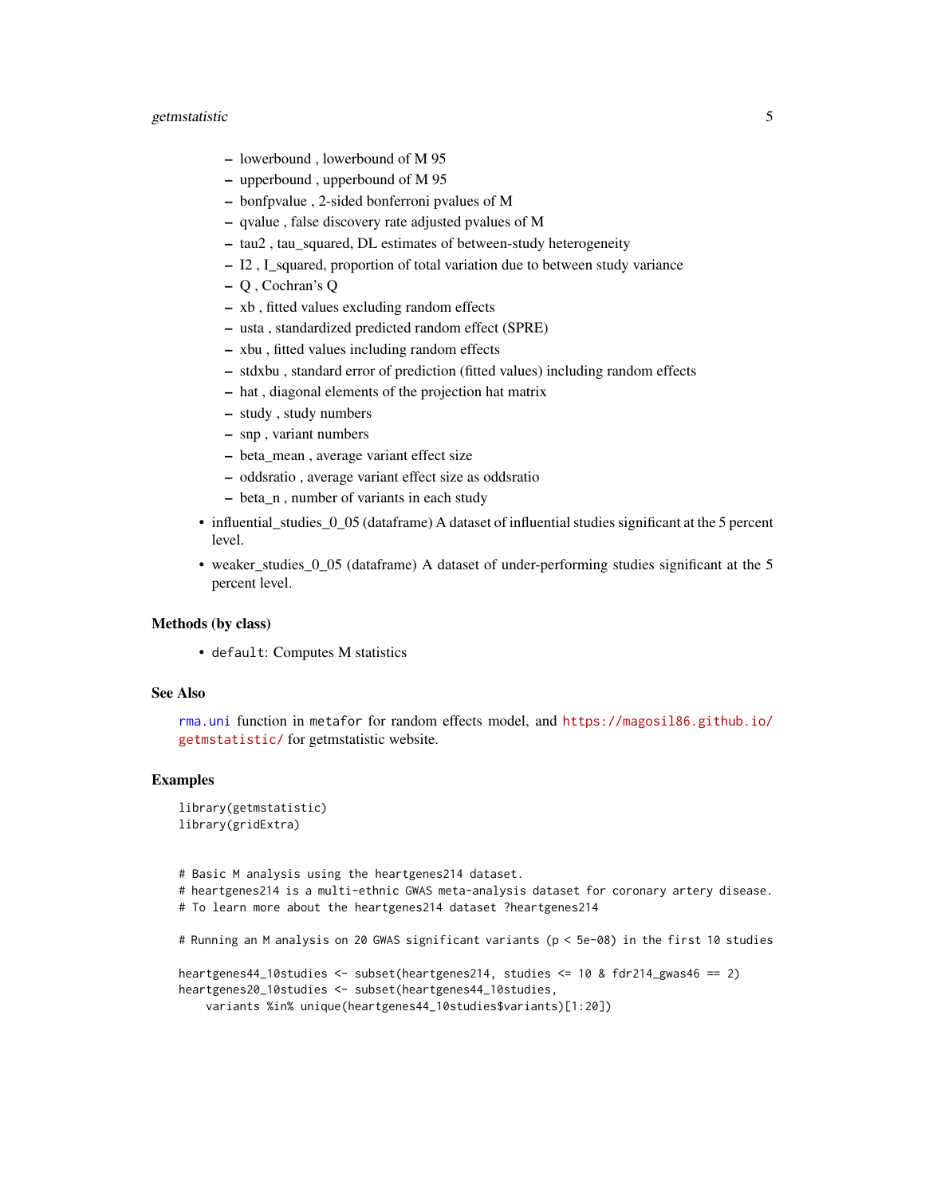- lowerbound , lowerbound of M 95
  - upperbound , upperbound of M 95
  - bonfpvalue , 2-sided bonferroni pvalues of M
  - qvalue , false discovery rate adjusted pvalues of M
  - tau2 , tau_squared, DL estimates of between-study heterogeneity
  - I2 , I_squared, proportion of total variation due to between study variance
  - Q , Cochran's Q
  - xb , fitted values excluding random effects
  - usta , standardized predicted random effect (SPRE)
  - xbu , fitted values including random effects
  - stdxbu , standard error of prediction (fitted values) including random effects
  - hat , diagonal elements of the projection hat matrix
  - study , study numbers
  - snp , variant numbers
  - beta_mean , average variant effect size
  - oddsratio , average variant effect size as oddsratio
  - beta_n , number of variants in each study
- influential_studies_0_05 (dataframe) A dataset of influential studies significant at the 5 percent level.
- weaker_studies_0_05 (dataframe) A dataset of under-performing studies significant at the 5 percent level.

### Methods (by class)

- `default`: Computes M statistics

### See Also

`rma.uni` function in `metafor` for random effects model, and https://magosil86.github.io/getmstatistic/ for getmstatistic website.

### Examples

```
library(getmstatistic)
library(gridExtra)


# Basic M analysis using the heartgenes214 dataset.
# heartgenes214 is a multi-ethnic GWAS meta-analysis dataset for coronary artery disease.
# To learn more about the heartgenes214 dataset ?heartgenes214

# Running an M analysis on 20 GWAS significant variants (p < 5e-08) in the first 10 studies

heartgenes44_10studies <- subset(heartgenes214, studies <= 10 & fdr214_gwas46 == 2)
heartgenes20_10studies <- subset(heartgenes44_10studies,
    variants %in% unique(heartgenes44_10studies$variants)[1:20])
```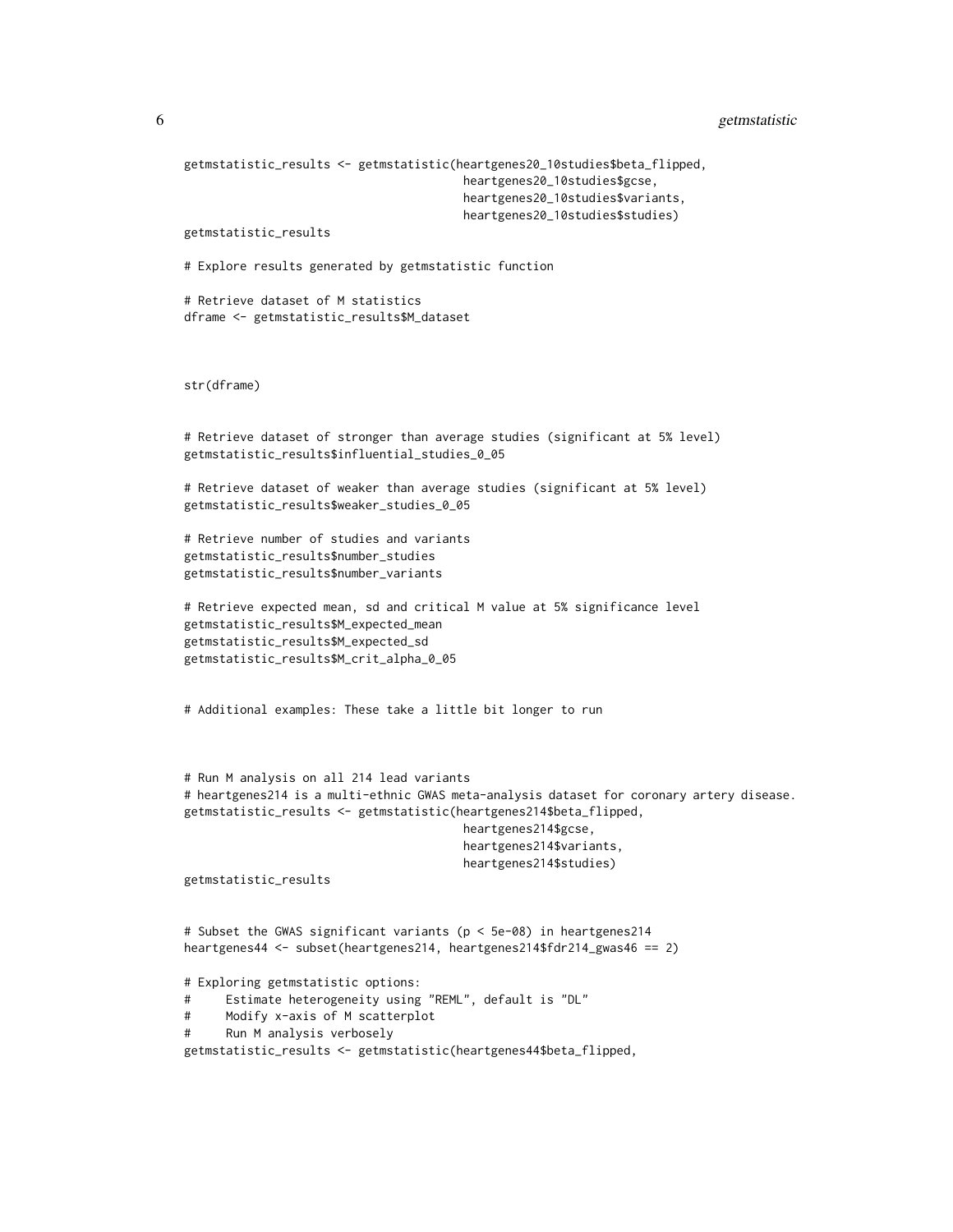```
getmstatistic_results <- getmstatistic(heartgenes20_10studies$beta_flipped,
                                       heartgenes20_10studies$gcse,
                                       heartgenes20_10studies$variants,
                                       heartgenes20_10studies$studies)
getmstatistic_results

# Explore results generated by getmstatistic function

# Retrieve dataset of M statistics
dframe <- getmstatistic_results$M_dataset



str(dframe)


# Retrieve dataset of stronger than average studies (significant at 5% level)
getmstatistic_results$influential_studies_0_05

# Retrieve dataset of weaker than average studies (significant at 5% level)
getmstatistic_results$weaker_studies_0_05

# Retrieve number of studies and variants
getmstatistic_results$number_studies
getmstatistic_results$number_variants

# Retrieve expected mean, sd and critical M value at 5% significance level
getmstatistic_results$M_expected_mean
getmstatistic_results$M_expected_sd
getmstatistic_results$M_crit_alpha_0_05


# Additional examples: These take a little bit longer to run



# Run M analysis on all 214 lead variants
# heartgenes214 is a multi-ethnic GWAS meta-analysis dataset for coronary artery disease.
getmstatistic_results <- getmstatistic(heartgenes214$beta_flipped,
                                       heartgenes214$gcse,
                                       heartgenes214$variants,
                                       heartgenes214$studies)
getmstatistic_results


# Subset the GWAS significant variants (p < 5e-08) in heartgenes214
heartgenes44 <- subset(heartgenes214, heartgenes214$fdr214_gwas46 == 2)

# Exploring getmstatistic options:
#     Estimate heterogeneity using "REML", default is "DL"
#     Modify x-axis of M scatterplot
#     Run M analysis verbosely
getmstatistic_results <- getmstatistic(heartgenes44$beta_flipped,
```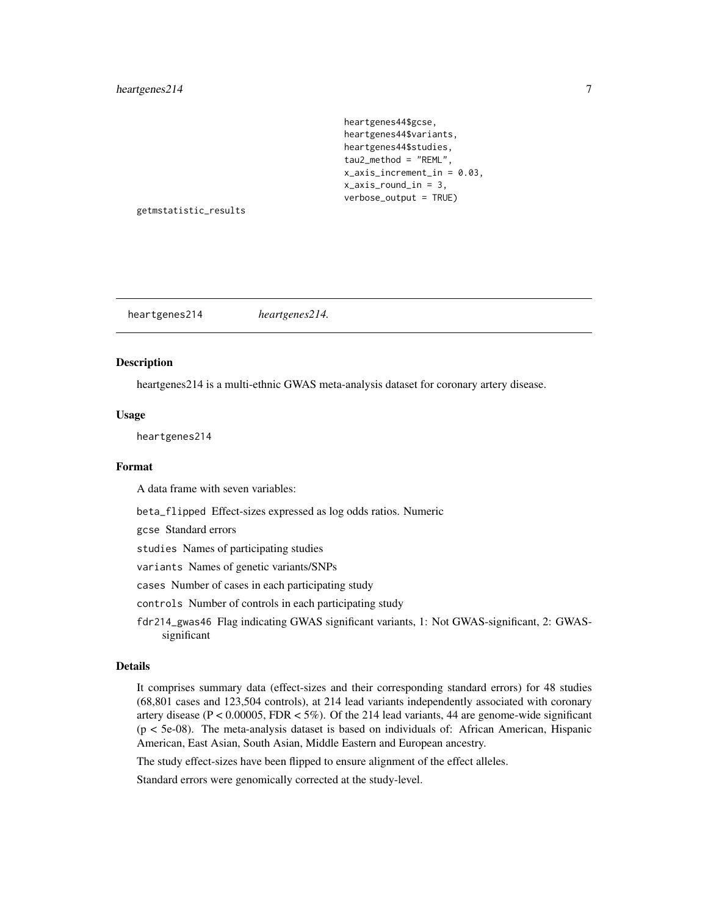```
                              heartgenes44$gcse,
                              heartgenes44$variants,
                              heartgenes44$studies,
                              tau2_method = "REML",
                              x_axis_increment_in = 0.03,
                              x_axis_round_in = 3,
                              verbose_output = TRUE)
getmstatistic_results
```

## heartgenes214 *heartgenes214.*

### Description

heartgenes214 is a multi-ethnic GWAS meta-analysis dataset for coronary artery disease.

### Usage

```
heartgenes214
```

### Format

A data frame with seven variables:

- `beta_flipped` Effect-sizes expressed as log odds ratios. Numeric
- `gcse` Standard errors
- `studies` Names of participating studies
- `variants` Names of genetic variants/SNPs
- `cases` Number of cases in each participating study
- `controls` Number of controls in each participating study
- `fdr214_gwas46` Flag indicating GWAS significant variants, 1: Not GWAS-significant, 2: GWAS-significant

### Details

It comprises summary data (effect-sizes and their corresponding standard errors) for 48 studies (68,801 cases and 123,504 controls), at 214 lead variants independently associated with coronary artery disease ($P < 0.00005$, FDR $< 5\%$). Of the 214 lead variants, 44 are genome-wide significant ($p <$ 5e-08). The meta-analysis dataset is based on individuals of: African American, Hispanic American, East Asian, South Asian, Middle Eastern and European ancestry.

The study effect-sizes have been flipped to ensure alignment of the effect alleles.

Standard errors were genomically corrected at the study-level.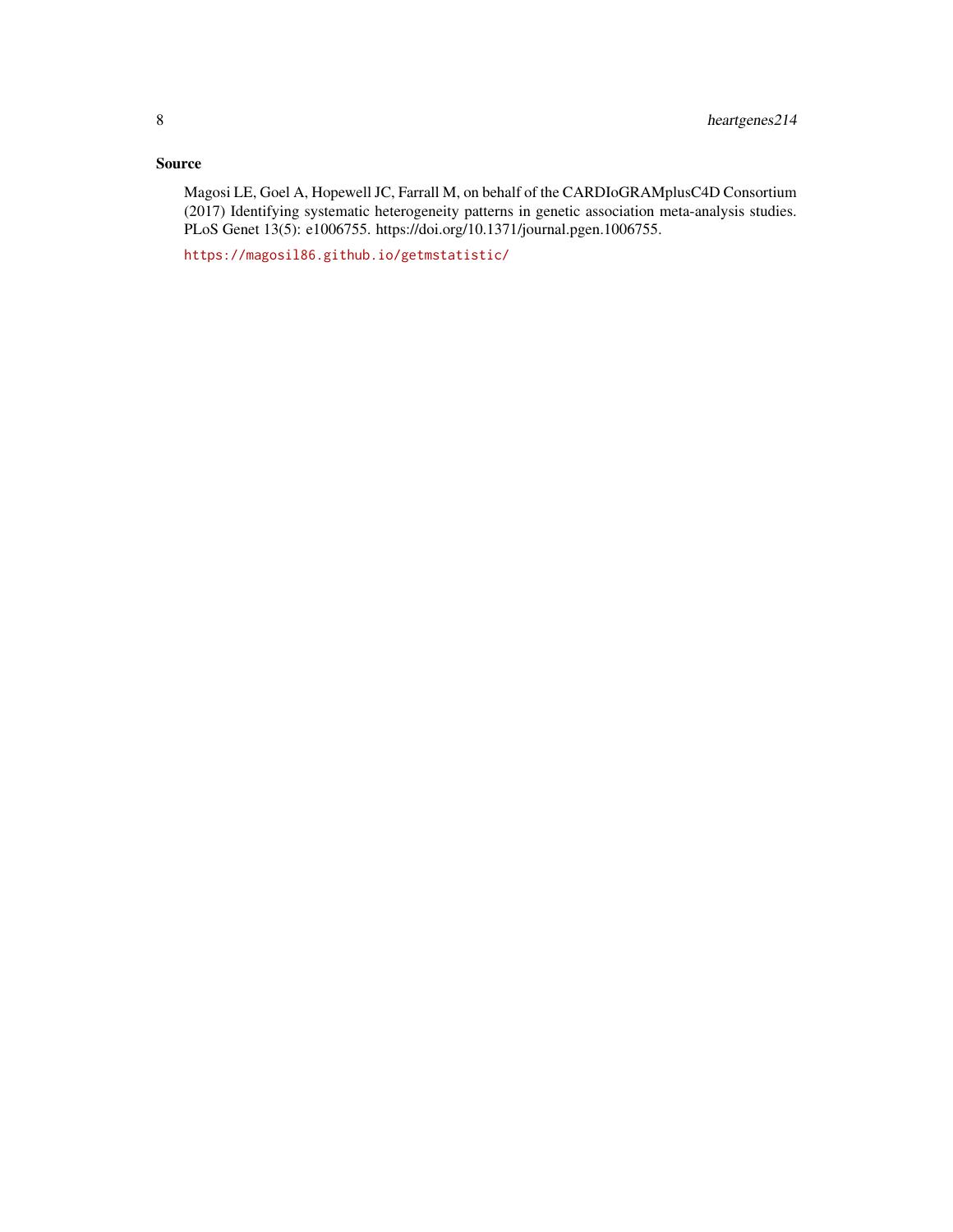## Source

Magosi LE, Goel A, Hopewell JC, Farrall M, on behalf of the CARDIoGRAMplusC4D Consortium (2017) Identifying systematic heterogeneity patterns in genetic association meta-analysis studies. PLoS Genet 13(5): e1006755. https://doi.org/10.1371/journal.pgen.1006755.

https://magosil86.github.io/getmstatistic/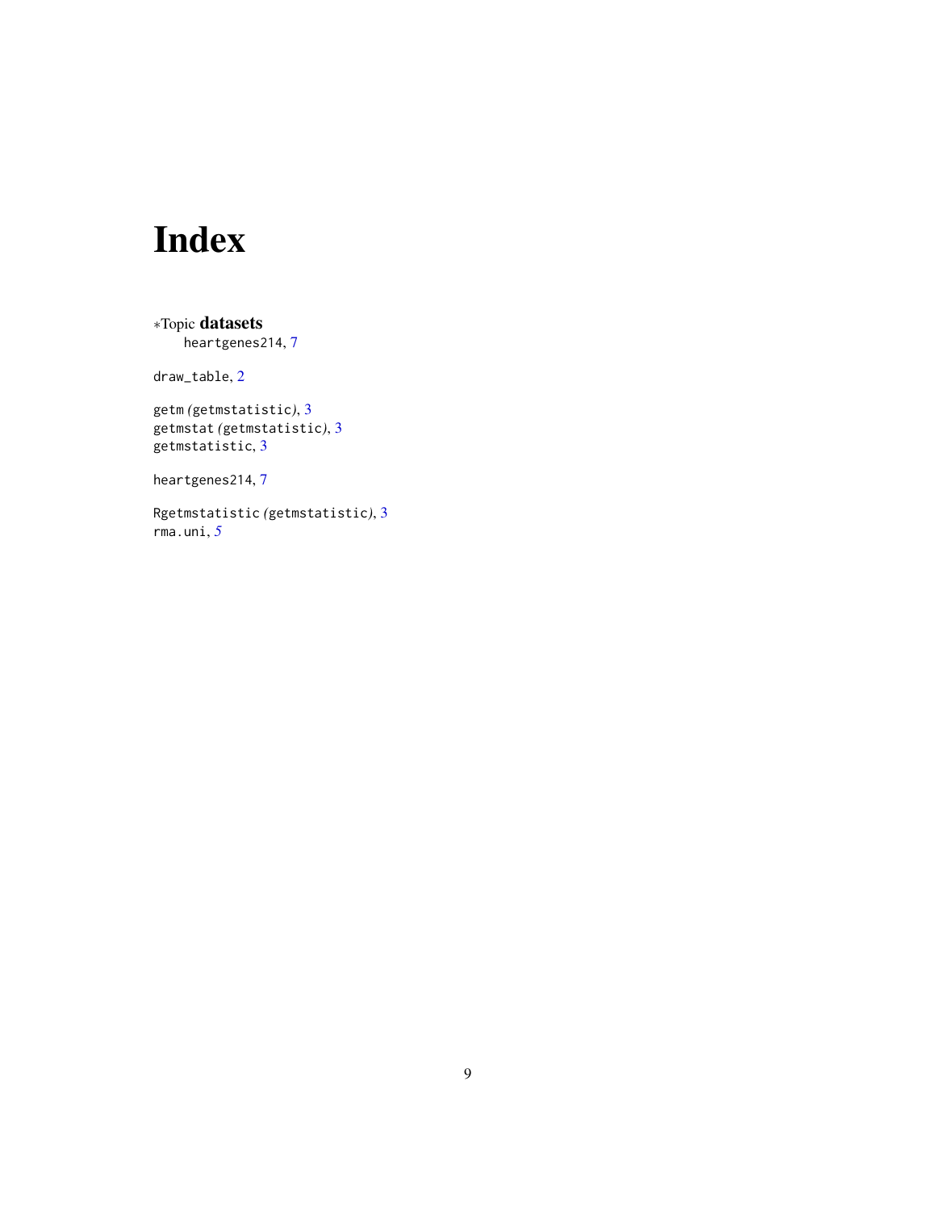# Index

*Topic **datasets**
    heartgenes214, 7

draw_table, 2

getm *(*getmstatistic*)*, 3
getmstat *(*getmstatistic*)*, 3
getmstatistic, 3

heartgenes214, 7

Rgetmstatistic *(*getmstatistic*)*, 3
rma.uni, *5*